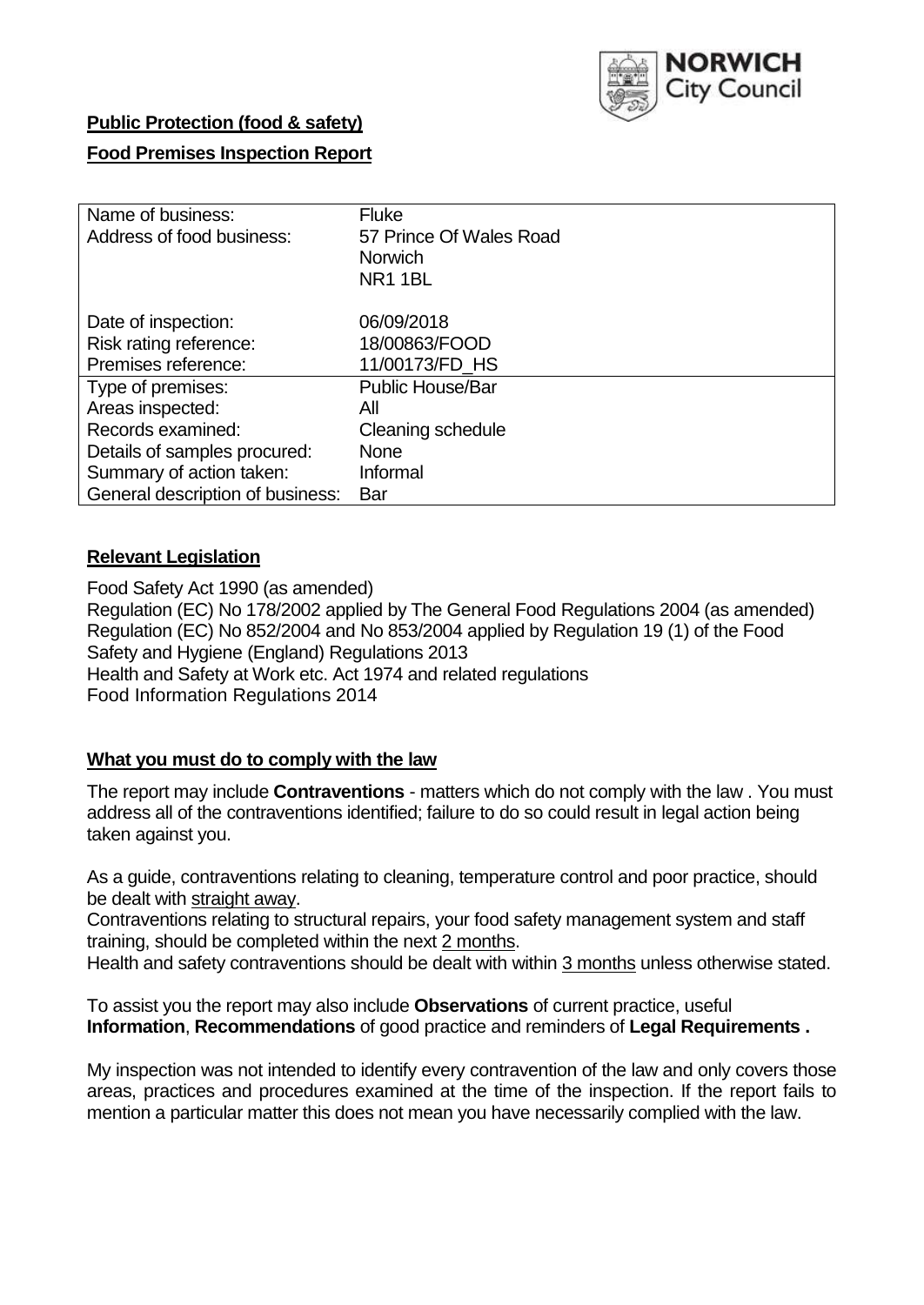NORWICH City Council

**Public Protection (food & safety)**

**Food Premises Inspection Report**

| | |
|---|---|
| Name of business: | Fluke |
| Address of food business: | 57 Prince Of Wales Road<br>Norwich<br>NR1 1BL |
| Date of inspection: | 06/09/2018 |
| Risk rating reference: | 18/00863/FOOD |
| Premises reference: | 11/00173/FD_HS |
| Type of premises: | Public House/Bar |
| Areas inspected: | All |
| Records examined: | Cleaning schedule |
| Details of samples procured: | None |
| Summary of action taken: | Informal |
| General description of business: | Bar |

## **Relevant Legislation**

Food Safety Act 1990 (as amended)
Regulation (EC) No 178/2002 applied by The General Food Regulations 2004 (as amended)
Regulation (EC) No 852/2004 and No 853/2004 applied by Regulation 19 (1) of the Food Safety and Hygiene (England) Regulations 2013
Health and Safety at Work etc. Act 1974 and related regulations
Food Information Regulations 2014

## **What you must do to comply with the law**

The report may include **Contraventions** - matters which do not comply with the law . You must address all of the contraventions identified; failure to do so could result in legal action being taken against you.

As a guide, contraventions relating to cleaning, temperature control and poor practice, should be dealt with straight away.

Contraventions relating to structural repairs, your food safety management system and staff training, should be completed within the next 2 months.

Health and safety contraventions should be dealt with within 3 months unless otherwise stated.

To assist you the report may also include **Observations** of current practice, useful **Information**, **Recommendations** of good practice and reminders of **Legal Requirements .**

My inspection was not intended to identify every contravention of the law and only covers those areas, practices and procedures examined at the time of the inspection. If the report fails to mention a particular matter this does not mean you have necessarily complied with the law.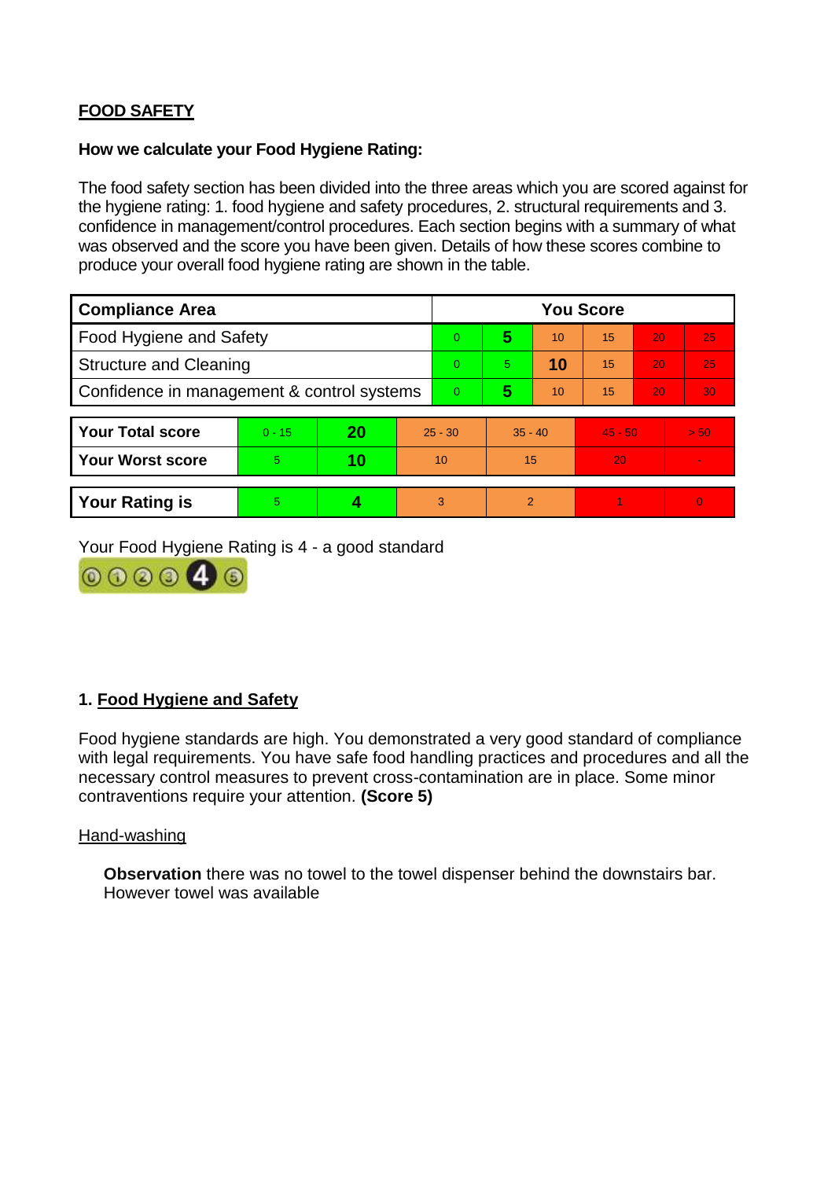**FOOD SAFETY**

**How we calculate your Food Hygiene Rating:**

The food safety section has been divided into the three areas which you are scored against for the hygiene rating: 1. food hygiene and safety procedures, 2. structural requirements and 3. confidence in management/control procedures. Each section begins with a summary of what was observed and the score you have been given. Details of how these scores combine to produce your overall food hygiene rating are shown in the table.

| Compliance Area | You Score | | | | | |
|---|---|---|---|---|---|---|
| Food Hygiene and Safety | 0 | **5** | 10 | 15 | 20 | 25 |
| Structure and Cleaning | 0 | 5 | **10** | 15 | 20 | 25 |
| Confidence in management & control systems | 0 | **5** | 10 | 15 | 20 | 30 |

| | | | | | | |
|---|---|---|---|---|---|---|
| **Your Total score** | 0 - 15 | **20** | 25 - 30 | 35 - 40 | 45 - 50 | > 50 |
| **Your Worst score** | 5 | **10** | 10 | 15 | 20 | - |
| **Your Rating is** | 5 | **4** | 3 | 2 | 1 | 0 |

Your Food Hygiene Rating is 4 - a good standard

## 1. Food Hygiene and Safety

Food hygiene standards are high. You demonstrated a very good standard of compliance with legal requirements. You have safe food handling practices and procedures and all the necessary control measures to prevent cross-contamination are in place. Some minor contraventions require your attention. **(Score 5)**

Hand-washing

**Observation** there was no towel to the towel dispenser behind the downstairs bar. However towel was available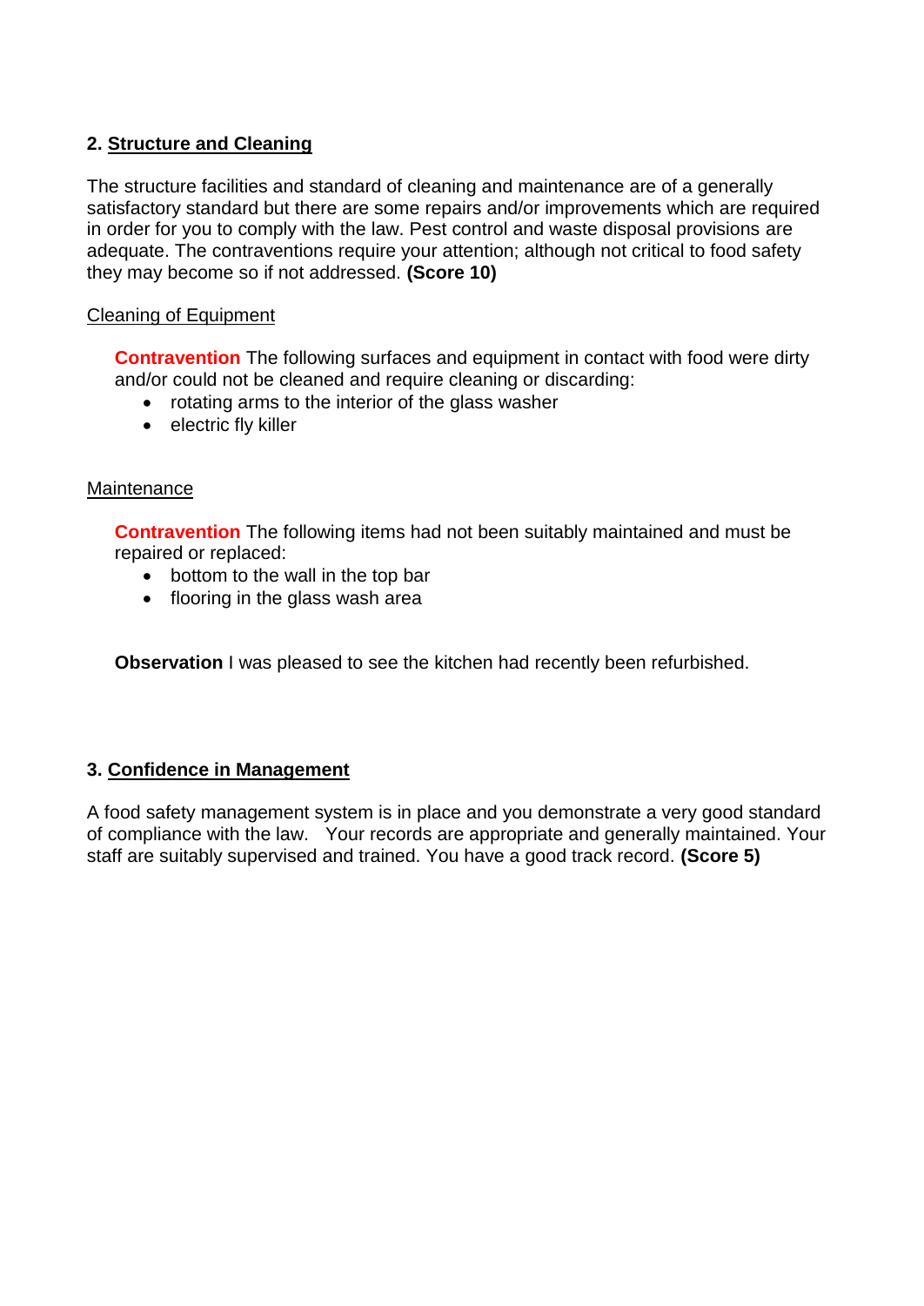## 2. Structure and Cleaning

The structure facilities and standard of cleaning and maintenance are of a generally satisfactory standard but there are some repairs and/or improvements which are required in order for you to comply with the law. Pest control and waste disposal provisions are adequate. The contraventions require your attention; although not critical to food safety they may become so if not addressed. **(Score 10)**

Cleaning of Equipment

**Contravention** The following surfaces and equipment in contact with food were dirty and/or could not be cleaned and require cleaning or discarding:

- rotating arms to the interior of the glass washer
- electric fly killer

Maintenance

**Contravention** The following items had not been suitably maintained and must be repaired or replaced:

- bottom to the wall in the top bar
- flooring in the glass wash area

**Observation** I was pleased to see the kitchen had recently been refurbished.

## 3. Confidence in Management

A food safety management system is in place and you demonstrate a very good standard of compliance with the law. Your records are appropriate and generally maintained. Your staff are suitably supervised and trained. You have a good track record. **(Score 5)**